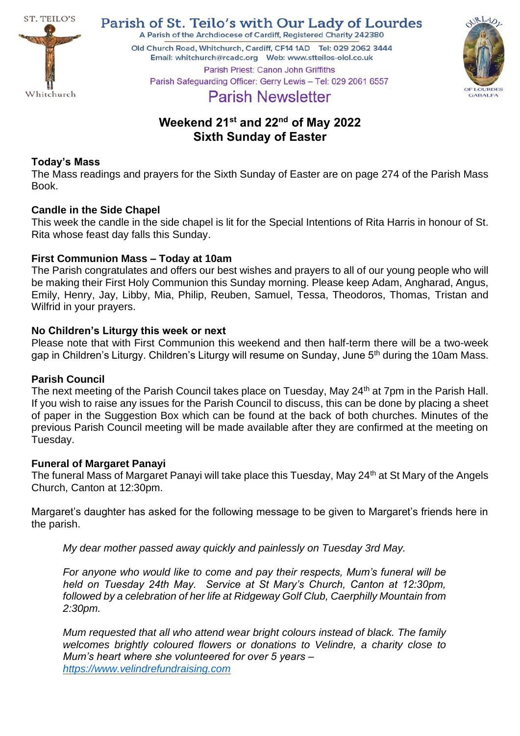ST. TEILO'S

Whitchurch

# Parish of St. Teilo's with Our Lady of Lourdes

A Parish of the Archdiocese of Cardiff, Registered Charity 242380

Old Church Road, Whitchurch, Cardiff, CF14 1AD Tel: 029 2062 3444
Email: whitchurch@rcadc.org Web: www.stteilos-olol.co.uk

Parish Priest: Canon John Griffiths
Parish Safeguarding Officer: Gerry Lewis – Tel: 029 2061 6557

OUR LADY OF LOURDES GABALFA

## Parish Newsletter

## Weekend 21st and 22nd of May 2022
## Sixth Sunday of Easter

**Today's Mass**
The Mass readings and prayers for the Sixth Sunday of Easter are on page 274 of the Parish Mass Book.

**Candle in the Side Chapel**
This week the candle in the side chapel is lit for the Special Intentions of Rita Harris in honour of St. Rita whose feast day falls this Sunday.

**First Communion Mass – Today at 10am**
The Parish congratulates and offers our best wishes and prayers to all of our young people who will be making their First Holy Communion this Sunday morning. Please keep Adam, Angharad, Angus, Emily, Henry, Jay, Libby, Mia, Philip, Reuben, Samuel, Tessa, Theodoros, Thomas, Tristan and Wilfrid in your prayers.

**No Children's Liturgy this week or next**
Please note that with First Communion this weekend and then half-term there will be a two-week gap in Children's Liturgy. Children's Liturgy will resume on Sunday, June 5th during the 10am Mass.

**Parish Council**
The next meeting of the Parish Council takes place on Tuesday, May 24th at 7pm in the Parish Hall. If you wish to raise any issues for the Parish Council to discuss, this can be done by placing a sheet of paper in the Suggestion Box which can be found at the back of both churches. Minutes of the previous Parish Council meeting will be made available after they are confirmed at the meeting on Tuesday.

**Funeral of Margaret Panayi**
The funeral Mass of Margaret Panayi will take place this Tuesday, May 24th at St Mary of the Angels Church, Canton at 12:30pm.

Margaret's daughter has asked for the following message to be given to Margaret's friends here in the parish.

> *My dear mother passed away quickly and painlessly on Tuesday 3rd May.*
>
> *For anyone who would like to come and pay their respects, Mum's funeral will be held on Tuesday 24th May. Service at St Mary's Church, Canton at 12:30pm, followed by a celebration of her life at Ridgeway Golf Club, Caerphilly Mountain from 2:30pm.*
>
> *Mum requested that all who attend wear bright colours instead of black. The family welcomes brightly coloured flowers or donations to Velindre, a charity close to Mum's heart where she volunteered for over 5 years – https://www.velindrefundraising.com*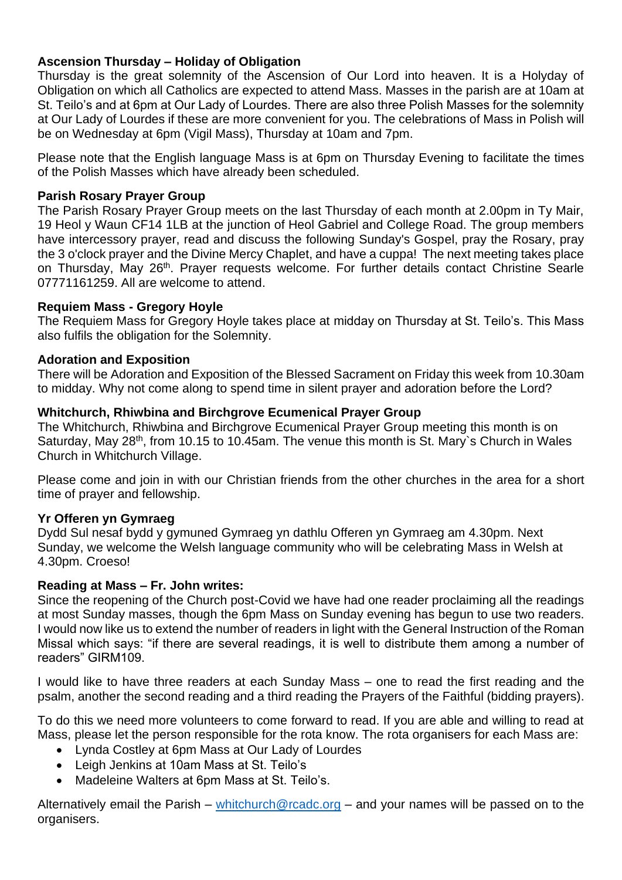**Ascension Thursday – Holiday of Obligation**

Thursday is the great solemnity of the Ascension of Our Lord into heaven. It is a Holyday of Obligation on which all Catholics are expected to attend Mass. Masses in the parish are at 10am at St. Teilo's and at 6pm at Our Lady of Lourdes. There are also three Polish Masses for the solemnity at Our Lady of Lourdes if these are more convenient for you. The celebrations of Mass in Polish will be on Wednesday at 6pm (Vigil Mass), Thursday at 10am and 7pm.

Please note that the English language Mass is at 6pm on Thursday Evening to facilitate the times of the Polish Masses which have already been scheduled.

**Parish Rosary Prayer Group**

The Parish Rosary Prayer Group meets on the last Thursday of each month at 2.00pm in Ty Mair, 19 Heol y Waun CF14 1LB at the junction of Heol Gabriel and College Road. The group members have intercessory prayer, read and discuss the following Sunday's Gospel, pray the Rosary, pray the 3 o'clock prayer and the Divine Mercy Chaplet, and have a cuppa! The next meeting takes place on Thursday, May 26th. Prayer requests welcome. For further details contact Christine Searle 07771161259. All are welcome to attend.

**Requiem Mass - Gregory Hoyle**

The Requiem Mass for Gregory Hoyle takes place at midday on Thursday at St. Teilo's. This Mass also fulfils the obligation for the Solemnity.

**Adoration and Exposition**

There will be Adoration and Exposition of the Blessed Sacrament on Friday this week from 10.30am to midday. Why not come along to spend time in silent prayer and adoration before the Lord?

**Whitchurch, Rhiwbina and Birchgrove Ecumenical Prayer Group**

The Whitchurch, Rhiwbina and Birchgrove Ecumenical Prayer Group meeting this month is on Saturday, May 28th, from 10.15 to 10.45am. The venue this month is St. Mary`s Church in Wales Church in Whitchurch Village.

Please come and join in with our Christian friends from the other churches in the area for a short time of prayer and fellowship.

**Yr Offeren yn Gymraeg**

Dydd Sul nesaf bydd y gymuned Gymraeg yn dathlu Offeren yn Gymraeg am 4.30pm. Next Sunday, we welcome the Welsh language community who will be celebrating Mass in Welsh at 4.30pm. Croeso!

**Reading at Mass – Fr. John writes:**

Since the reopening of the Church post-Covid we have had one reader proclaiming all the readings at most Sunday masses, though the 6pm Mass on Sunday evening has begun to use two readers. I would now like us to extend the number of readers in light with the General Instruction of the Roman Missal which says: "if there are several readings, it is well to distribute them among a number of readers" GIRM109.

I would like to have three readers at each Sunday Mass – one to read the first reading and the psalm, another the second reading and a third reading the Prayers of the Faithful (bidding prayers).

To do this we need more volunteers to come forward to read. If you are able and willing to read at Mass, please let the person responsible for the rota know. The rota organisers for each Mass are:

- Lynda Costley at 6pm Mass at Our Lady of Lourdes
- Leigh Jenkins at 10am Mass at St. Teilo's
- Madeleine Walters at 6pm Mass at St. Teilo's.

Alternatively email the Parish – whitchurch@rcadc.org – and your names will be passed on to the organisers.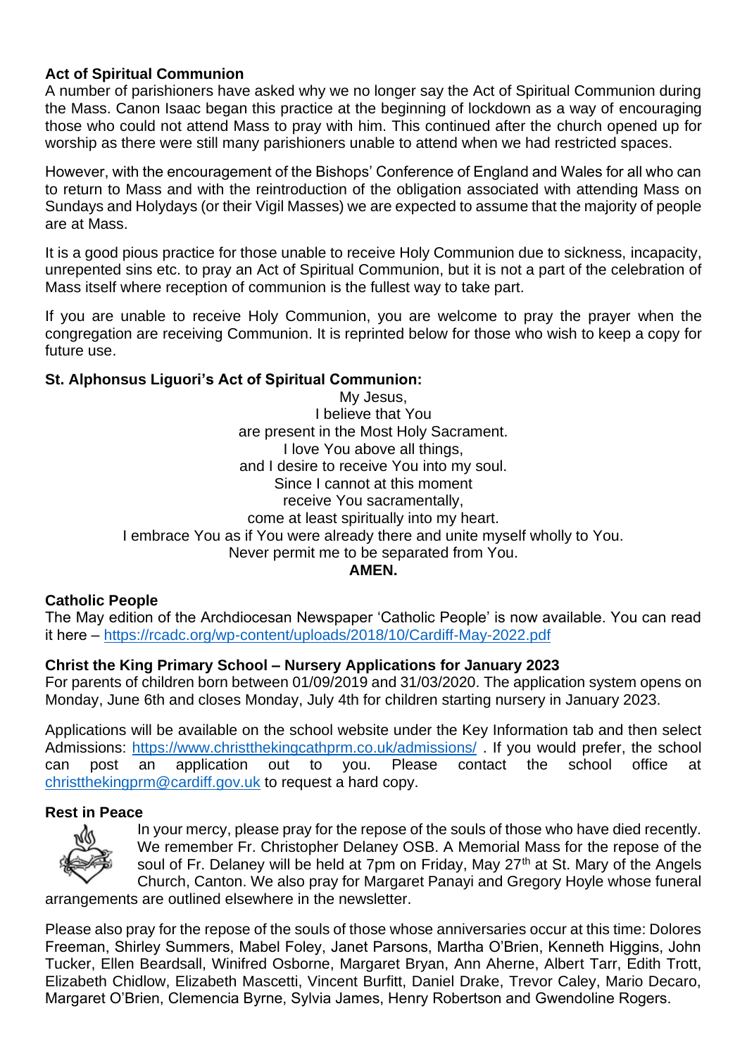**Act of Spiritual Communion**

A number of parishioners have asked why we no longer say the Act of Spiritual Communion during the Mass. Canon Isaac began this practice at the beginning of lockdown as a way of encouraging those who could not attend Mass to pray with him. This continued after the church opened up for worship as there were still many parishioners unable to attend when we had restricted spaces.

However, with the encouragement of the Bishops' Conference of England and Wales for all who can to return to Mass and with the reintroduction of the obligation associated with attending Mass on Sundays and Holydays (or their Vigil Masses) we are expected to assume that the majority of people are at Mass.

It is a good pious practice for those unable to receive Holy Communion due to sickness, incapacity, unrepented sins etc. to pray an Act of Spiritual Communion, but it is not a part of the celebration of Mass itself where reception of communion is the fullest way to take part.

If you are unable to receive Holy Communion, you are welcome to pray the prayer when the congregation are receiving Communion. It is reprinted below for those who wish to keep a copy for future use.

**St. Alphonsus Liguori's Act of Spiritual Communion:**

My Jesus,  
I believe that You  
are present in the Most Holy Sacrament.  
I love You above all things,  
and I desire to receive You into my soul.  
Since I cannot at this moment  
receive You sacramentally,  
come at least spiritually into my heart.  
I embrace You as if You were already there and unite myself wholly to You.  
Never permit me to be separated from You.  
**AMEN.**

**Catholic People**

The May edition of the Archdiocesan Newspaper 'Catholic People' is now available. You can read it here – https://rcadc.org/wp-content/uploads/2018/10/Cardiff-May-2022.pdf

**Christ the King Primary School – Nursery Applications for January 2023**

For parents of children born between 01/09/2019 and 31/03/2020. The application system opens on Monday, June 6th and closes Monday, July 4th for children starting nursery in January 2023.

Applications will be available on the school website under the Key Information tab and then select Admissions: https://www.christthekingcathprm.co.uk/admissions/ . If you would prefer, the school can post an application out to you. Please contact the school office at christthekingprm@cardiff.gov.uk to request a hard copy.

**Rest in Peace**

In your mercy, please pray for the repose of the souls of those who have died recently. We remember Fr. Christopher Delaney OSB. A Memorial Mass for the repose of the soul of Fr. Delaney will be held at 7pm on Friday, May 27th at St. Mary of the Angels Church, Canton. We also pray for Margaret Panayi and Gregory Hoyle whose funeral arrangements are outlined elsewhere in the newsletter.

Please also pray for the repose of the souls of those whose anniversaries occur at this time: Dolores Freeman, Shirley Summers, Mabel Foley, Janet Parsons, Martha O'Brien, Kenneth Higgins, John Tucker, Ellen Beardsall, Winifred Osborne, Margaret Bryan, Ann Aherne, Albert Tarr, Edith Trott, Elizabeth Chidlow, Elizabeth Mascetti, Vincent Burfitt, Daniel Drake, Trevor Caley, Mario Decaro, Margaret O'Brien, Clemencia Byrne, Sylvia James, Henry Robertson and Gwendoline Rogers.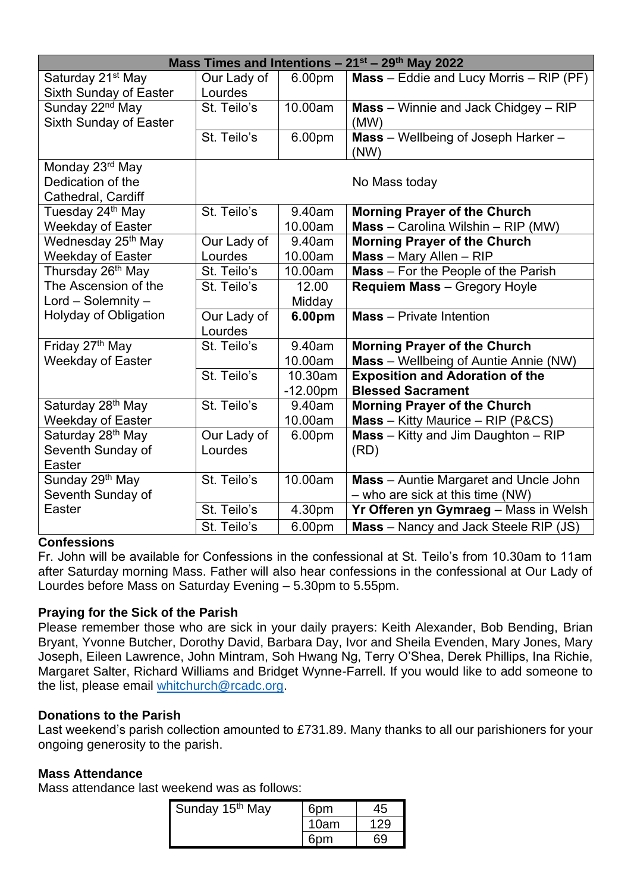| Mass Times and Intentions – 21st – 29th May 2022 | | | |
|---|---|---|---|
| Saturday 21st May Sixth Sunday of Easter | Our Lady of Lourdes | 6.00pm | **Mass** – Eddie and Lucy Morris – RIP (PF) |
| Sunday 22nd May Sixth Sunday of Easter | St. Teilo's | 10.00am | **Mass** – Winnie and Jack Chidgey – RIP (MW) |
| | St. Teilo's | 6.00pm | **Mass** – Wellbeing of Joseph Harker – (NW) |
| Monday 23rd May Dedication of the Cathedral, Cardiff | No Mass today | | |
| Tuesday 24th May Weekday of Easter | St. Teilo's | 9.40am 10.00am | **Morning Prayer of the Church** **Mass** – Carolina Wilshin – RIP (MW) |
| Wednesday 25th May Weekday of Easter | Our Lady of Lourdes | 9.40am 10.00am | **Morning Prayer of the Church** **Mass** – Mary Allen – RIP |
| Thursday 26th May The Ascension of the Lord – Solemnity – Holyday of Obligation | St. Teilo's | 10.00am | **Mass** – For the People of the Parish |
| | St. Teilo's | 12.00 Midday | **Requiem Mass** – Gregory Hoyle |
| | Our Lady of Lourdes | **6.00pm** | **Mass** – Private Intention |
| Friday 27th May Weekday of Easter | St. Teilo's | 9.40am 10.00am | **Morning Prayer of the Church** **Mass** – Wellbeing of Auntie Annie (NW) |
| | St. Teilo's | 10.30am -12.00pm | **Exposition and Adoration of the Blessed Sacrament** |
| Saturday 28th May Weekday of Easter | St. Teilo's | 9.40am 10.00am | **Morning Prayer of the Church** **Mass** – Kitty Maurice – RIP (P&CS) |
| Saturday 28th May Seventh Sunday of Easter | Our Lady of Lourdes | 6.00pm | **Mass** – Kitty and Jim Daughton – RIP (RD) |
| Sunday 29th May Seventh Sunday of Easter | St. Teilo's | 10.00am | **Mass** – Auntie Margaret and Uncle John – who are sick at this time (NW) |
| | St. Teilo's | 4.30pm | **Yr Offeren yn Gymraeg** – Mass in Welsh |
| | St. Teilo's | 6.00pm | **Mass** – Nancy and Jack Steele RIP (JS) |

**Confessions**

Fr. John will be available for Confessions in the confessional at St. Teilo's from 10.30am to 11am after Saturday morning Mass. Father will also hear confessions in the confessional at Our Lady of Lourdes before Mass on Saturday Evening – 5.30pm to 5.55pm.

**Praying for the Sick of the Parish**

Please remember those who are sick in your daily prayers: Keith Alexander, Bob Bending, Brian Bryant, Yvonne Butcher, Dorothy David, Barbara Day, Ivor and Sheila Evenden, Mary Jones, Mary Joseph, Eileen Lawrence, John Mintram, Soh Hwang Ng, Terry O'Shea, Derek Phillips, Ina Richie, Margaret Salter, Richard Williams and Bridget Wynne-Farrell. If you would like to add someone to the list, please email whitchurch@rcadc.org.

**Donations to the Parish**

Last weekend's parish collection amounted to £731.89. Many thanks to all our parishioners for your ongoing generosity to the parish.

**Mass Attendance**

Mass attendance last weekend was as follows:

| | | |
|---|---|---|
| Sunday 15th May | 6pm | 45 |
| | 10am | 129 |
| | 6pm | 69 |